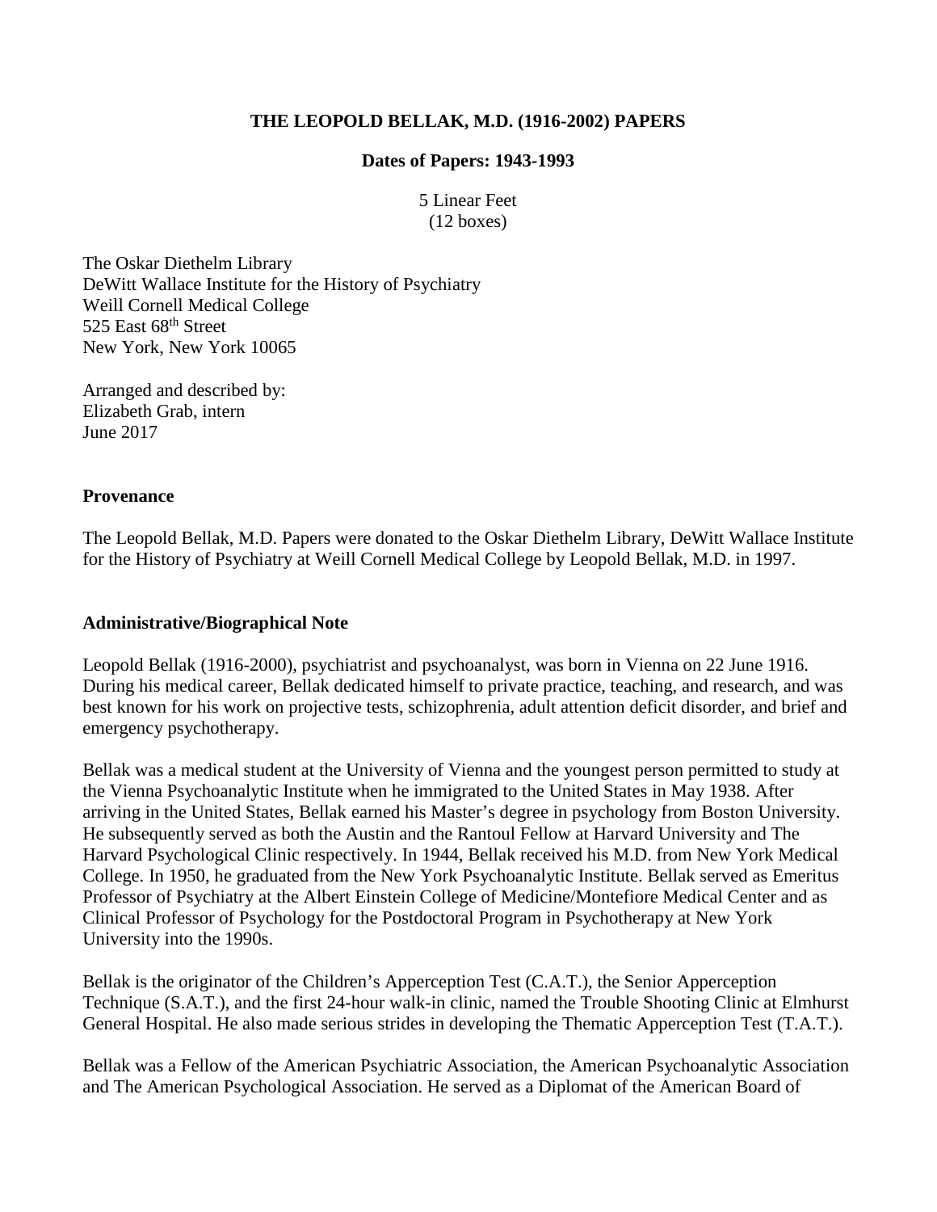# THE LEOPOLD BELLAK, M.D. (1916-2002) PAPERS

**Dates of Papers: 1943-1993**

5 Linear Feet
(12 boxes)

The Oskar Diethelm Library
DeWitt Wallace Institute for the History of Psychiatry
Weill Cornell Medical College
525 East 68th Street
New York, New York 10065

Arranged and described by:
Elizabeth Grab, intern
June 2017

## Provenance

The Leopold Bellak, M.D. Papers were donated to the Oskar Diethelm Library, DeWitt Wallace Institute for the History of Psychiatry at Weill Cornell Medical College by Leopold Bellak, M.D. in 1997.

## Administrative/Biographical Note

Leopold Bellak (1916-2000), psychiatrist and psychoanalyst, was born in Vienna on 22 June 1916. During his medical career, Bellak dedicated himself to private practice, teaching, and research, and was best known for his work on projective tests, schizophrenia, adult attention deficit disorder, and brief and emergency psychotherapy.

Bellak was a medical student at the University of Vienna and the youngest person permitted to study at the Vienna Psychoanalytic Institute when he immigrated to the United States in May 1938. After arriving in the United States, Bellak earned his Master's degree in psychology from Boston University. He subsequently served as both the Austin and the Rantoul Fellow at Harvard University and The Harvard Psychological Clinic respectively. In 1944, Bellak received his M.D. from New York Medical College. In 1950, he graduated from the New York Psychoanalytic Institute. Bellak served as Emeritus Professor of Psychiatry at the Albert Einstein College of Medicine/Montefiore Medical Center and as Clinical Professor of Psychology for the Postdoctoral Program in Psychotherapy at New York University into the 1990s.

Bellak is the originator of the Children's Apperception Test (C.A.T.), the Senior Apperception Technique (S.A.T.), and the first 24-hour walk-in clinic, named the Trouble Shooting Clinic at Elmhurst General Hospital. He also made serious strides in developing the Thematic Apperception Test (T.A.T.).

Bellak was a Fellow of the American Psychiatric Association, the American Psychoanalytic Association and The American Psychological Association. He served as a Diplomat of the American Board of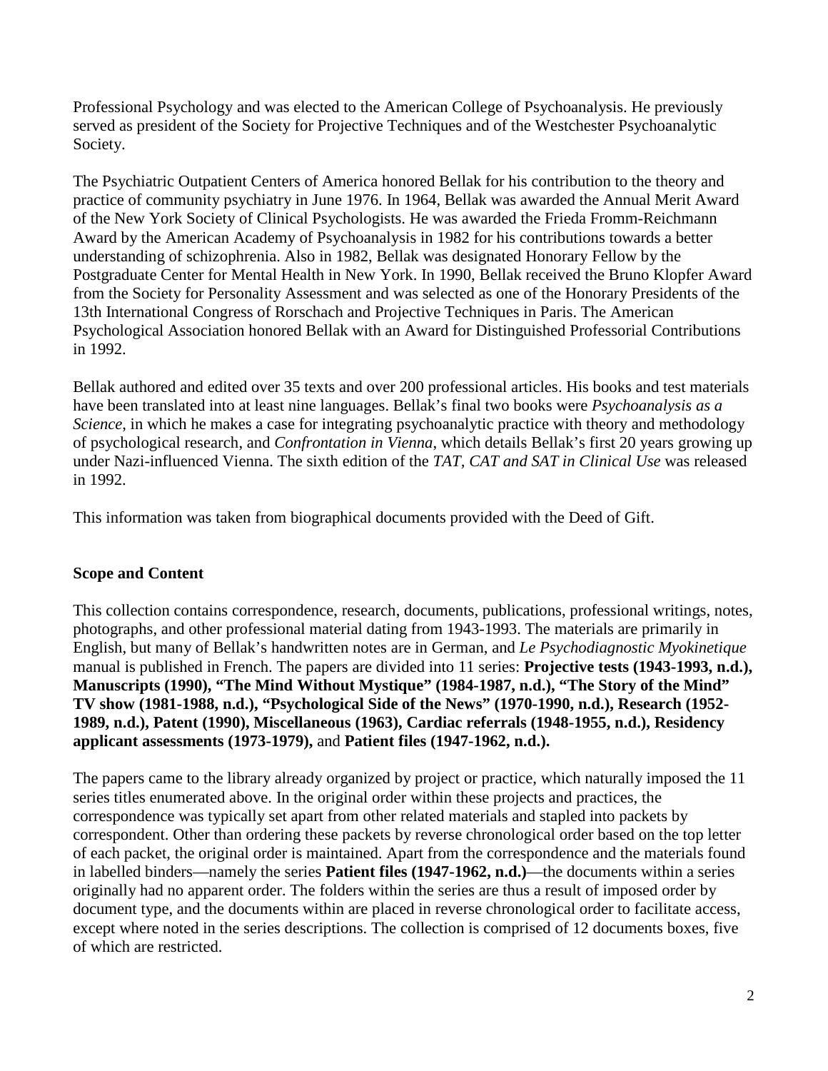Professional Psychology and was elected to the American College of Psychoanalysis. He previously served as president of the Society for Projective Techniques and of the Westchester Psychoanalytic Society.

The Psychiatric Outpatient Centers of America honored Bellak for his contribution to the theory and practice of community psychiatry in June 1976. In 1964, Bellak was awarded the Annual Merit Award of the New York Society of Clinical Psychologists. He was awarded the Frieda Fromm-Reichmann Award by the American Academy of Psychoanalysis in 1982 for his contributions towards a better understanding of schizophrenia. Also in 1982, Bellak was designated Honorary Fellow by the Postgraduate Center for Mental Health in New York. In 1990, Bellak received the Bruno Klopfer Award from the Society for Personality Assessment and was selected as one of the Honorary Presidents of the 13th International Congress of Rorschach and Projective Techniques in Paris. The American Psychological Association honored Bellak with an Award for Distinguished Professorial Contributions in 1992.

Bellak authored and edited over 35 texts and over 200 professional articles. His books and test materials have been translated into at least nine languages. Bellak's final two books were *Psychoanalysis as a Science*, in which he makes a case for integrating psychoanalytic practice with theory and methodology of psychological research, and *Confrontation in Vienna*, which details Bellak's first 20 years growing up under Nazi-influenced Vienna. The sixth edition of the *TAT, CAT and SAT in Clinical Use* was released in 1992.

This information was taken from biographical documents provided with the Deed of Gift.

**Scope and Content**

This collection contains correspondence, research, documents, publications, professional writings, notes, photographs, and other professional material dating from 1943-1993. The materials are primarily in English, but many of Bellak's handwritten notes are in German, and *Le Psychodiagnostic Myokinetique* manual is published in French. The papers are divided into 11 series: **Projective tests (1943-1993, n.d.), Manuscripts (1990), "The Mind Without Mystique" (1984-1987, n.d.), "The Story of the Mind" TV show (1981-1988, n.d.), "Psychological Side of the News" (1970-1990, n.d.), Research (1952-1989, n.d.), Patent (1990), Miscellaneous (1963), Cardiac referrals (1948-1955, n.d.), Residency applicant assessments (1973-1979),** and **Patient files (1947-1962, n.d.).**

The papers came to the library already organized by project or practice, which naturally imposed the 11 series titles enumerated above. In the original order within these projects and practices, the correspondence was typically set apart from other related materials and stapled into packets by correspondent. Other than ordering these packets by reverse chronological order based on the top letter of each packet, the original order is maintained. Apart from the correspondence and the materials found in labelled binders—namely the series **Patient files (1947-1962, n.d.)**—the documents within a series originally had no apparent order. The folders within the series are thus a result of imposed order by document type, and the documents within are placed in reverse chronological order to facilitate access, except where noted in the series descriptions. The collection is comprised of 12 documents boxes, five of which are restricted.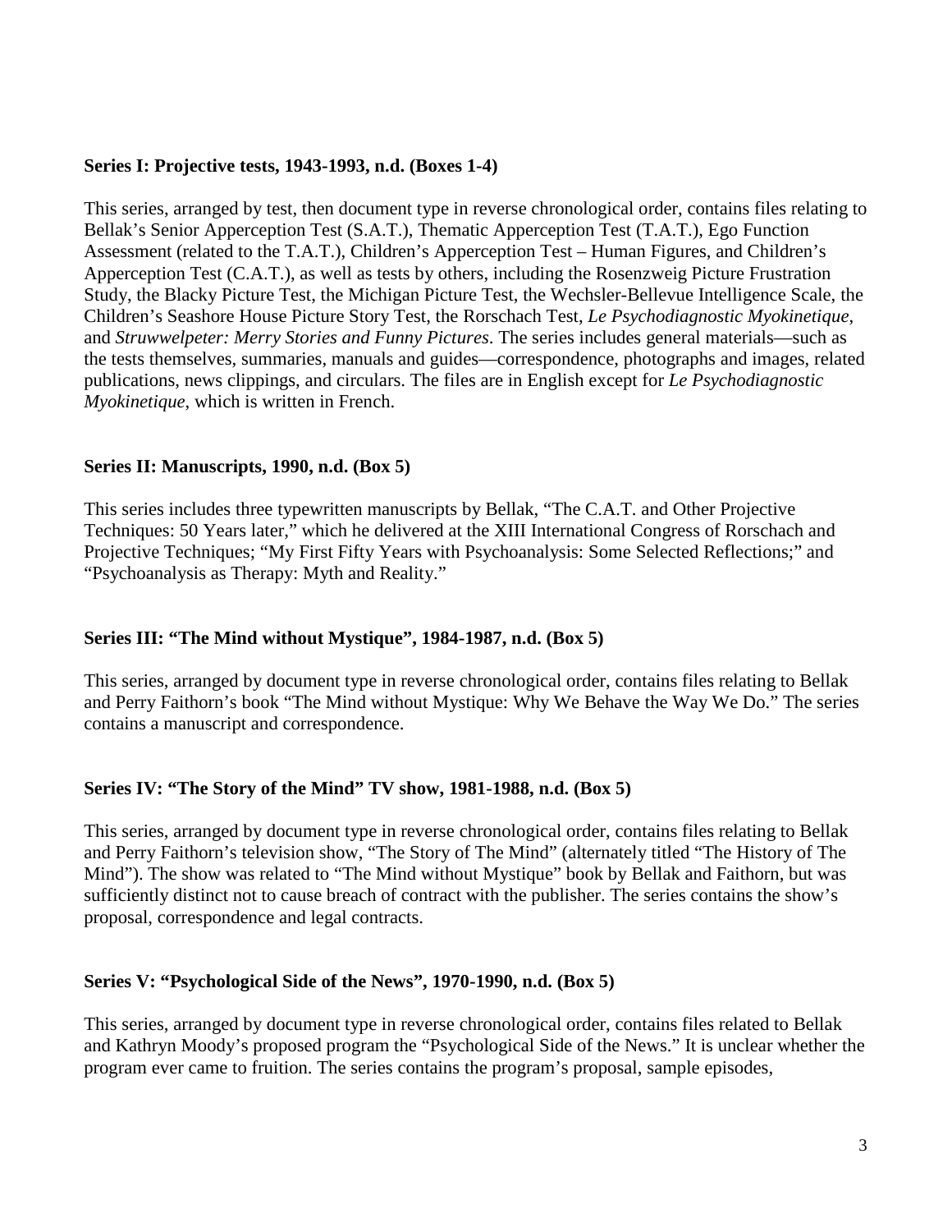**Series I: Projective tests, 1943-1993, n.d. (Boxes 1-4)**

This series, arranged by test, then document type in reverse chronological order, contains files relating to Bellak's Senior Apperception Test (S.A.T.), Thematic Apperception Test (T.A.T.), Ego Function Assessment (related to the T.A.T.), Children's Apperception Test – Human Figures, and Children's Apperception Test (C.A.T.), as well as tests by others, including the Rosenzweig Picture Frustration Study, the Blacky Picture Test, the Michigan Picture Test, the Wechsler-Bellevue Intelligence Scale, the Children's Seashore House Picture Story Test, the Rorschach Test, *Le Psychodiagnostic Myokinetique*, and *Struwwelpeter: Merry Stories and Funny Pictures*. The series includes general materials—such as the tests themselves, summaries, manuals and guides—correspondence, photographs and images, related publications, news clippings, and circulars. The files are in English except for *Le Psychodiagnostic Myokinetique*, which is written in French.

**Series II: Manuscripts, 1990, n.d. (Box 5)**

This series includes three typewritten manuscripts by Bellak, "The C.A.T. and Other Projective Techniques: 50 Years later," which he delivered at the XIII International Congress of Rorschach and Projective Techniques; "My First Fifty Years with Psychoanalysis: Some Selected Reflections;" and "Psychoanalysis as Therapy: Myth and Reality."

**Series III: "The Mind without Mystique", 1984-1987, n.d. (Box 5)**

This series, arranged by document type in reverse chronological order, contains files relating to Bellak and Perry Faithorn's book "The Mind without Mystique: Why We Behave the Way We Do." The series contains a manuscript and correspondence.

**Series IV: "The Story of the Mind" TV show, 1981-1988, n.d. (Box 5)**

This series, arranged by document type in reverse chronological order, contains files relating to Bellak and Perry Faithorn's television show, "The Story of The Mind" (alternately titled "The History of The Mind"). The show was related to "The Mind without Mystique" book by Bellak and Faithorn, but was sufficiently distinct not to cause breach of contract with the publisher. The series contains the show's proposal, correspondence and legal contracts.

**Series V: "Psychological Side of the News", 1970-1990, n.d. (Box 5)**

This series, arranged by document type in reverse chronological order, contains files related to Bellak and Kathryn Moody's proposed program the "Psychological Side of the News." It is unclear whether the program ever came to fruition. The series contains the program's proposal, sample episodes,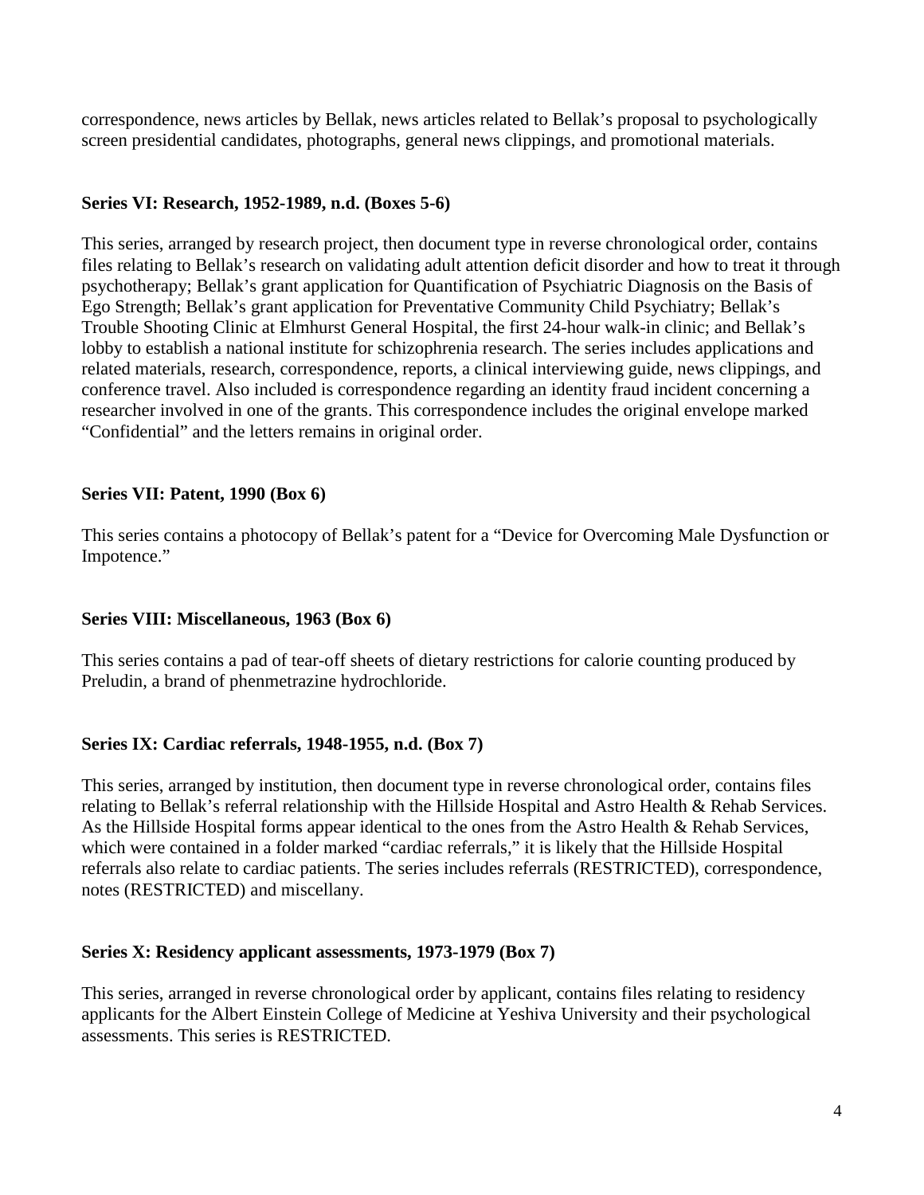correspondence, news articles by Bellak, news articles related to Bellak's proposal to psychologically screen presidential candidates, photographs, general news clippings, and promotional materials.

**Series VI: Research, 1952-1989, n.d. (Boxes 5-6)**

This series, arranged by research project, then document type in reverse chronological order, contains files relating to Bellak's research on validating adult attention deficit disorder and how to treat it through psychotherapy; Bellak's grant application for Quantification of Psychiatric Diagnosis on the Basis of Ego Strength; Bellak's grant application for Preventative Community Child Psychiatry; Bellak's Trouble Shooting Clinic at Elmhurst General Hospital, the first 24-hour walk-in clinic; and Bellak's lobby to establish a national institute for schizophrenia research. The series includes applications and related materials, research, correspondence, reports, a clinical interviewing guide, news clippings, and conference travel. Also included is correspondence regarding an identity fraud incident concerning a researcher involved in one of the grants. This correspondence includes the original envelope marked "Confidential" and the letters remains in original order.

**Series VII: Patent, 1990 (Box 6)**

This series contains a photocopy of Bellak's patent for a "Device for Overcoming Male Dysfunction or Impotence."

**Series VIII: Miscellaneous, 1963 (Box 6)**

This series contains a pad of tear-off sheets of dietary restrictions for calorie counting produced by Preludin, a brand of phenmetrazine hydrochloride.

**Series IX: Cardiac referrals, 1948-1955, n.d. (Box 7)**

This series, arranged by institution, then document type in reverse chronological order, contains files relating to Bellak's referral relationship with the Hillside Hospital and Astro Health & Rehab Services. As the Hillside Hospital forms appear identical to the ones from the Astro Health & Rehab Services, which were contained in a folder marked "cardiac referrals," it is likely that the Hillside Hospital referrals also relate to cardiac patients. The series includes referrals (RESTRICTED), correspondence, notes (RESTRICTED) and miscellany.

**Series X: Residency applicant assessments, 1973-1979 (Box 7)**

This series, arranged in reverse chronological order by applicant, contains files relating to residency applicants for the Albert Einstein College of Medicine at Yeshiva University and their psychological assessments. This series is RESTRICTED.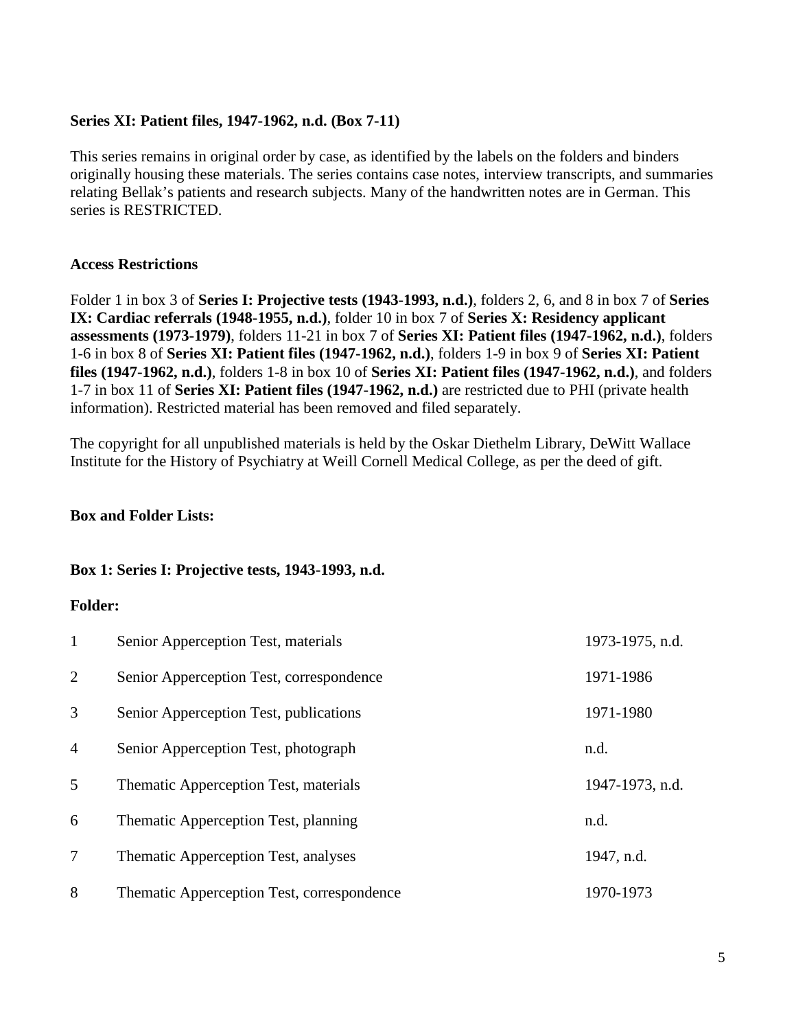**Series XI: Patient files, 1947-1962, n.d. (Box 7-11)**

This series remains in original order by case, as identified by the labels on the folders and binders originally housing these materials. The series contains case notes, interview transcripts, and summaries relating Bellak's patients and research subjects. Many of the handwritten notes are in German. This series is RESTRICTED.

**Access Restrictions**

Folder 1 in box 3 of **Series I: Projective tests (1943-1993, n.d.)**, folders 2, 6, and 8 in box 7 of **Series IX: Cardiac referrals (1948-1955, n.d.)**, folder 10 in box 7 of **Series X: Residency applicant assessments (1973-1979)**, folders 11-21 in box 7 of **Series XI: Patient files (1947-1962, n.d.)**, folders 1-6 in box 8 of **Series XI: Patient files (1947-1962, n.d.)**, folders 1-9 in box 9 of **Series XI: Patient files (1947-1962, n.d.)**, folders 1-8 in box 10 of **Series XI: Patient files (1947-1962, n.d.)**, and folders 1-7 in box 11 of **Series XI: Patient files (1947-1962, n.d.)** are restricted due to PHI (private health information). Restricted material has been removed and filed separately.

The copyright for all unpublished materials is held by the Oskar Diethelm Library, DeWitt Wallace Institute for the History of Psychiatry at Weill Cornell Medical College, as per the deed of gift.

**Box and Folder Lists:**

**Box 1: Series I: Projective tests, 1943-1993, n.d.**

**Folder:**

| | | |
|---|---|---|
| 1 | Senior Apperception Test, materials | 1973-1975, n.d. |
| 2 | Senior Apperception Test, correspondence | 1971-1986 |
| 3 | Senior Apperception Test, publications | 1971-1980 |
| 4 | Senior Apperception Test, photograph | n.d. |
| 5 | Thematic Apperception Test, materials | 1947-1973, n.d. |
| 6 | Thematic Apperception Test, planning | n.d. |
| 7 | Thematic Apperception Test, analyses | 1947, n.d. |
| 8 | Thematic Apperception Test, correspondence | 1970-1973 |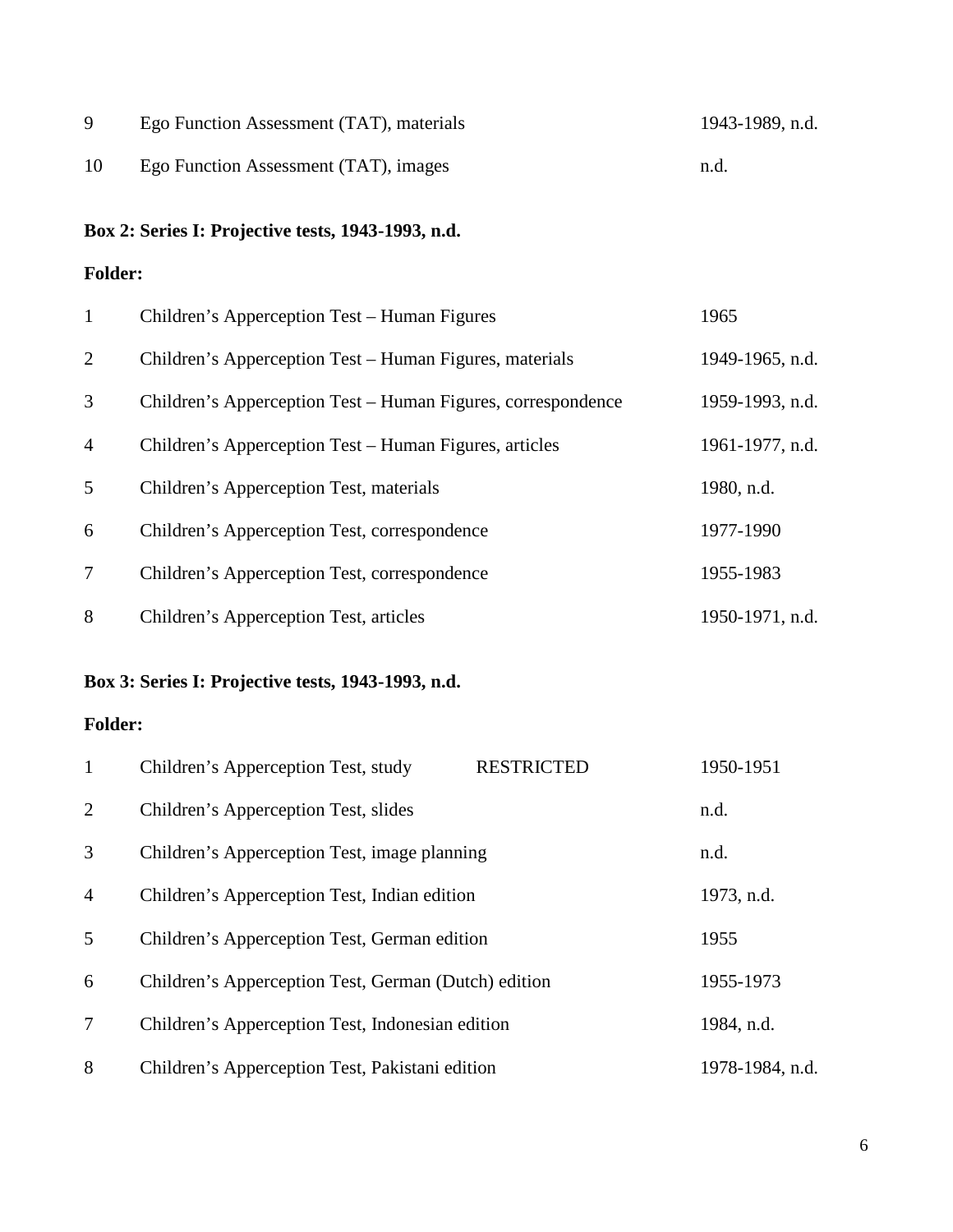| | | |
|---|---|---|
| 9 | Ego Function Assessment (TAT), materials | 1943-1989, n.d. |
| 10 | Ego Function Assessment (TAT), images | n.d. |

**Box 2: Series I: Projective tests, 1943-1993, n.d.**

**Folder:**

| | | |
|---|---|---|
| 1 | Children's Apperception Test – Human Figures | 1965 |
| 2 | Children's Apperception Test – Human Figures, materials | 1949-1965, n.d. |
| 3 | Children's Apperception Test – Human Figures, correspondence | 1959-1993, n.d. |
| 4 | Children's Apperception Test – Human Figures, articles | 1961-1977, n.d. |
| 5 | Children's Apperception Test, materials | 1980, n.d. |
| 6 | Children's Apperception Test, correspondence | 1977-1990 |
| 7 | Children's Apperception Test, correspondence | 1955-1983 |
| 8 | Children's Apperception Test, articles | 1950-1971, n.d. |

**Box 3: Series I: Projective tests, 1943-1993, n.d.**

**Folder:**

| | | |
|---|---|---|
| 1 | Children's Apperception Test, study RESTRICTED | 1950-1951 |
| 2 | Children's Apperception Test, slides | n.d. |
| 3 | Children's Apperception Test, image planning | n.d. |
| 4 | Children's Apperception Test, Indian edition | 1973, n.d. |
| 5 | Children's Apperception Test, German edition | 1955 |
| 6 | Children's Apperception Test, German (Dutch) edition | 1955-1973 |
| 7 | Children's Apperception Test, Indonesian edition | 1984, n.d. |
| 8 | Children's Apperception Test, Pakistani edition | 1978-1984, n.d. |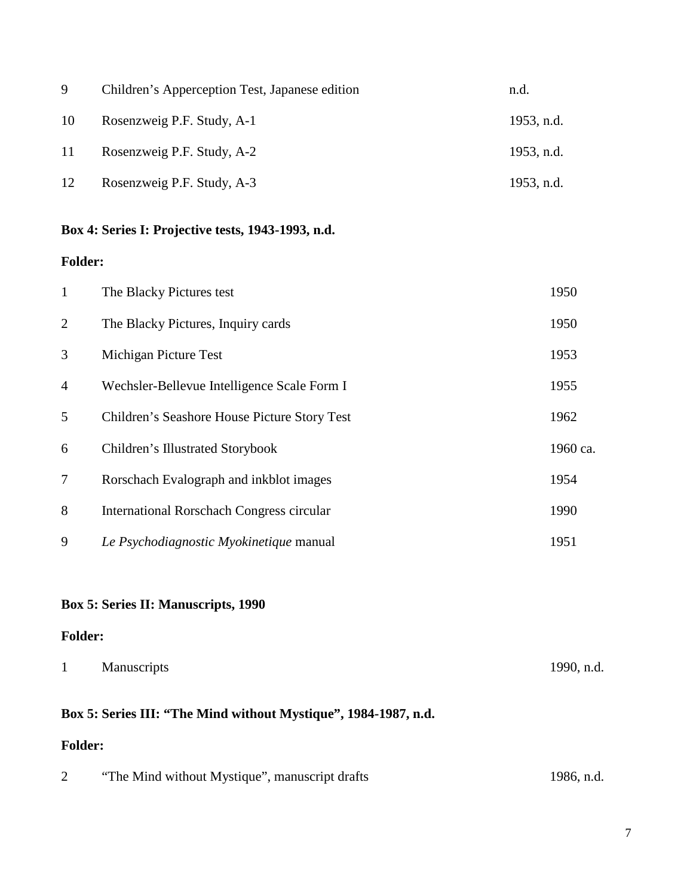| | | |
|---|---|---|
| 9 | Children's Apperception Test, Japanese edition | n.d. |
| 10 | Rosenzweig P.F. Study, A-1 | 1953, n.d. |
| 11 | Rosenzweig P.F. Study, A-2 | 1953, n.d. |
| 12 | Rosenzweig P.F. Study, A-3 | 1953, n.d. |

**Box 4: Series I: Projective tests, 1943-1993, n.d.**

**Folder:**

| | | |
|---|---|---|
| 1 | The Blacky Pictures test | 1950 |
| 2 | The Blacky Pictures, Inquiry cards | 1950 |
| 3 | Michigan Picture Test | 1953 |
| 4 | Wechsler-Bellevue Intelligence Scale Form I | 1955 |
| 5 | Children's Seashore House Picture Story Test | 1962 |
| 6 | Children's Illustrated Storybook | 1960 ca. |
| 7 | Rorschach Evalograph and inkblot images | 1954 |
| 8 | International Rorschach Congress circular | 1990 |
| 9 | *Le Psychodiagnostic Myokinetique* manual | 1951 |

**Box 5: Series II: Manuscripts, 1990**

**Folder:**

| | | |
|---|---|---|
| 1 | Manuscripts | 1990, n.d. |

**Box 5: Series III: "The Mind without Mystique", 1984-1987, n.d.**

**Folder:**

| | | |
|---|---|---|
| 2 | "The Mind without Mystique", manuscript drafts | 1986, n.d. |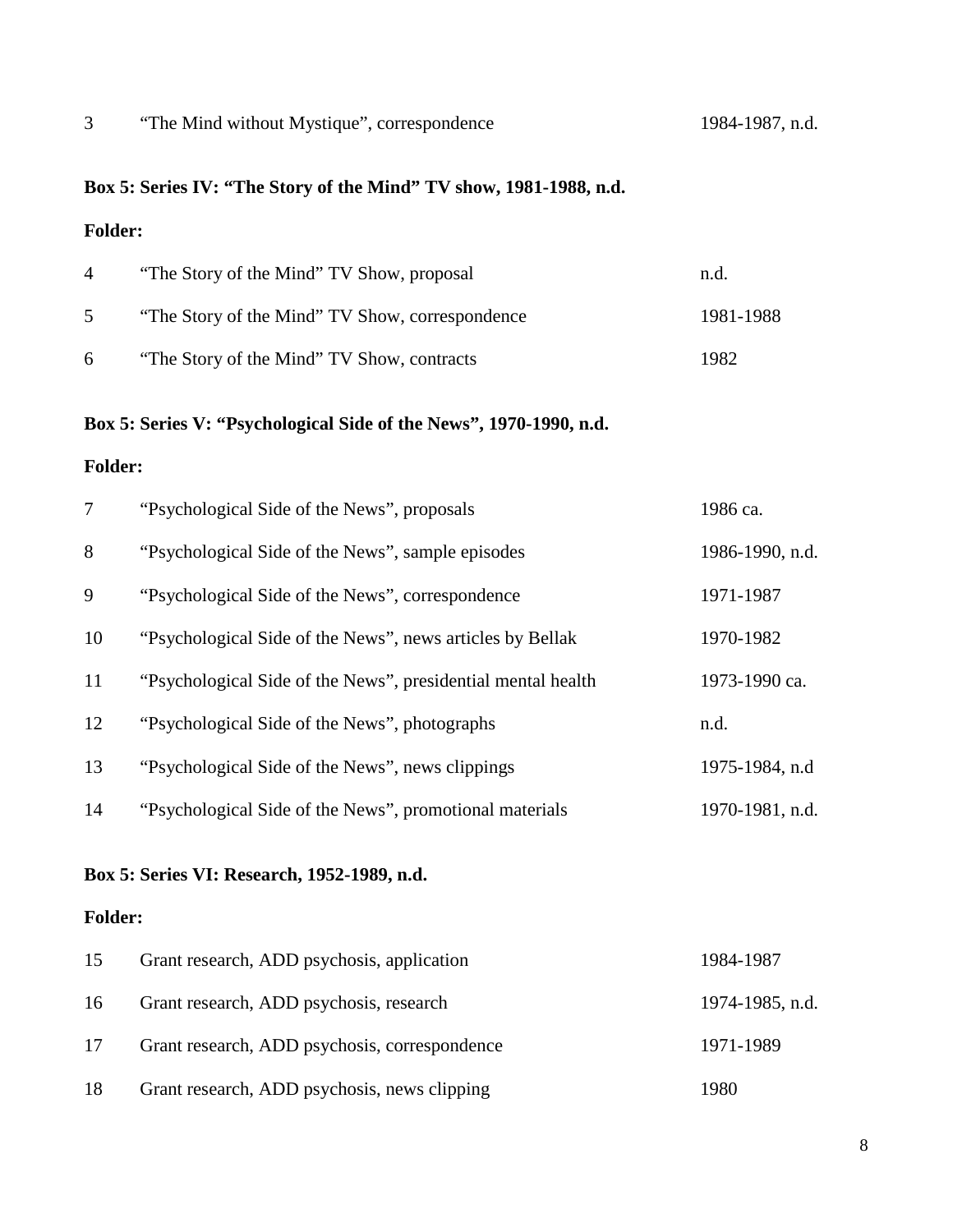| | | |
|---|---|---|
| 3 | "The Mind without Mystique", correspondence | 1984-1987, n.d. |

**Box 5: Series IV: "The Story of the Mind" TV show, 1981-1988, n.d.**

**Folder:**

| | | |
|---|---|---|
| 4 | "The Story of the Mind" TV Show, proposal | n.d. |
| 5 | "The Story of the Mind" TV Show, correspondence | 1981-1988 |
| 6 | "The Story of the Mind" TV Show, contracts | 1982 |

**Box 5: Series V: "Psychological Side of the News", 1970-1990, n.d.**

**Folder:**

| | | |
|---|---|---|
| 7 | "Psychological Side of the News", proposals | 1986 ca. |
| 8 | "Psychological Side of the News", sample episodes | 1986-1990, n.d. |
| 9 | "Psychological Side of the News", correspondence | 1971-1987 |
| 10 | "Psychological Side of the News", news articles by Bellak | 1970-1982 |
| 11 | "Psychological Side of the News", presidential mental health | 1973-1990 ca. |
| 12 | "Psychological Side of the News", photographs | n.d. |
| 13 | "Psychological Side of the News", news clippings | 1975-1984, n.d |
| 14 | "Psychological Side of the News", promotional materials | 1970-1981, n.d. |

**Box 5: Series VI: Research, 1952-1989, n.d.**

**Folder:**

| | | |
|---|---|---|
| 15 | Grant research, ADD psychosis, application | 1984-1987 |
| 16 | Grant research, ADD psychosis, research | 1974-1985, n.d. |
| 17 | Grant research, ADD psychosis, correspondence | 1971-1989 |
| 18 | Grant research, ADD psychosis, news clipping | 1980 |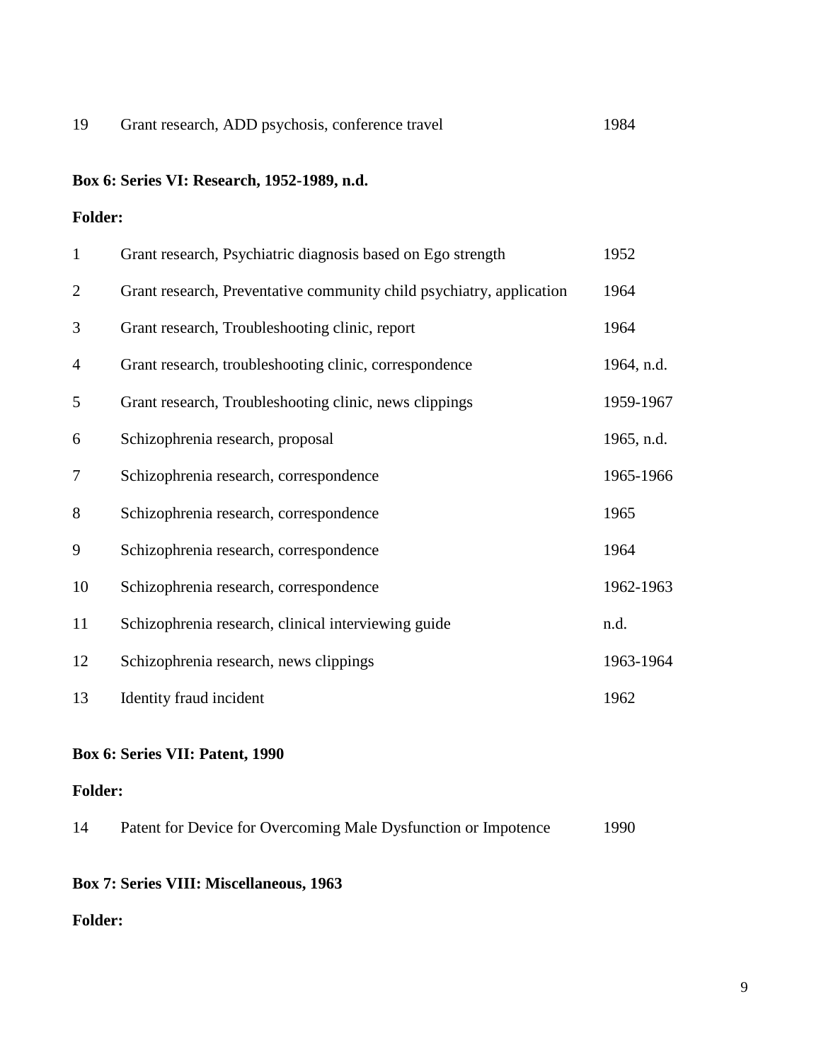| | | |
|---|---|---|
| 19 | Grant research, ADD psychosis, conference travel | 1984 |

**Box 6: Series VI: Research, 1952-1989, n.d.**

**Folder:**

| | | |
|---|---|---|
| 1 | Grant research, Psychiatric diagnosis based on Ego strength | 1952 |
| 2 | Grant research, Preventative community child psychiatry, application | 1964 |
| 3 | Grant research, Troubleshooting clinic, report | 1964 |
| 4 | Grant research, troubleshooting clinic, correspondence | 1964, n.d. |
| 5 | Grant research, Troubleshooting clinic, news clippings | 1959-1967 |
| 6 | Schizophrenia research, proposal | 1965, n.d. |
| 7 | Schizophrenia research, correspondence | 1965-1966 |
| 8 | Schizophrenia research, correspondence | 1965 |
| 9 | Schizophrenia research, correspondence | 1964 |
| 10 | Schizophrenia research, correspondence | 1962-1963 |
| 11 | Schizophrenia research, clinical interviewing guide | n.d. |
| 12 | Schizophrenia research, news clippings | 1963-1964 |
| 13 | Identity fraud incident | 1962 |

**Box 6: Series VII: Patent, 1990**

**Folder:**

| | | |
|---|---|---|
| 14 | Patent for Device for Overcoming Male Dysfunction or Impotence | 1990 |

**Box 7: Series VIII: Miscellaneous, 1963**

**Folder:**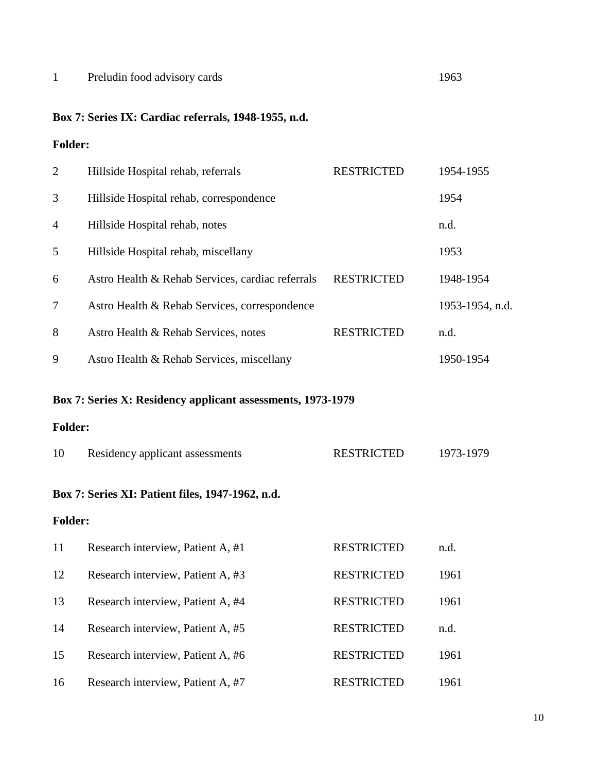| | | | |
|---|---|---|---|
| 1 | Preludin food advisory cards | | 1963 |

**Box 7: Series IX: Cardiac referrals, 1948-1955, n.d.**

**Folder:**

| | | | |
|---|---|---|---|
| 2 | Hillside Hospital rehab, referrals | RESTRICTED | 1954-1955 |
| 3 | Hillside Hospital rehab, correspondence | | 1954 |
| 4 | Hillside Hospital rehab, notes | | n.d. |
| 5 | Hillside Hospital rehab, miscellany | | 1953 |
| 6 | Astro Health & Rehab Services, cardiac referrals | RESTRICTED | 1948-1954 |
| 7 | Astro Health & Rehab Services, correspondence | | 1953-1954, n.d. |
| 8 | Astro Health & Rehab Services, notes | RESTRICTED | n.d. |
| 9 | Astro Health & Rehab Services, miscellany | | 1950-1954 |

**Box 7: Series X: Residency applicant assessments, 1973-1979**

**Folder:**

| | | | |
|---|---|---|---|
| 10 | Residency applicant assessments | RESTRICTED | 1973-1979 |

**Box 7: Series XI: Patient files, 1947-1962, n.d.**

**Folder:**

| | | | |
|---|---|---|---|
| 11 | Research interview, Patient A, #1 | RESTRICTED | n.d. |
| 12 | Research interview, Patient A, #3 | RESTRICTED | 1961 |
| 13 | Research interview, Patient A, #4 | RESTRICTED | 1961 |
| 14 | Research interview, Patient A, #5 | RESTRICTED | n.d. |
| 15 | Research interview, Patient A, #6 | RESTRICTED | 1961 |
| 16 | Research interview, Patient A, #7 | RESTRICTED | 1961 |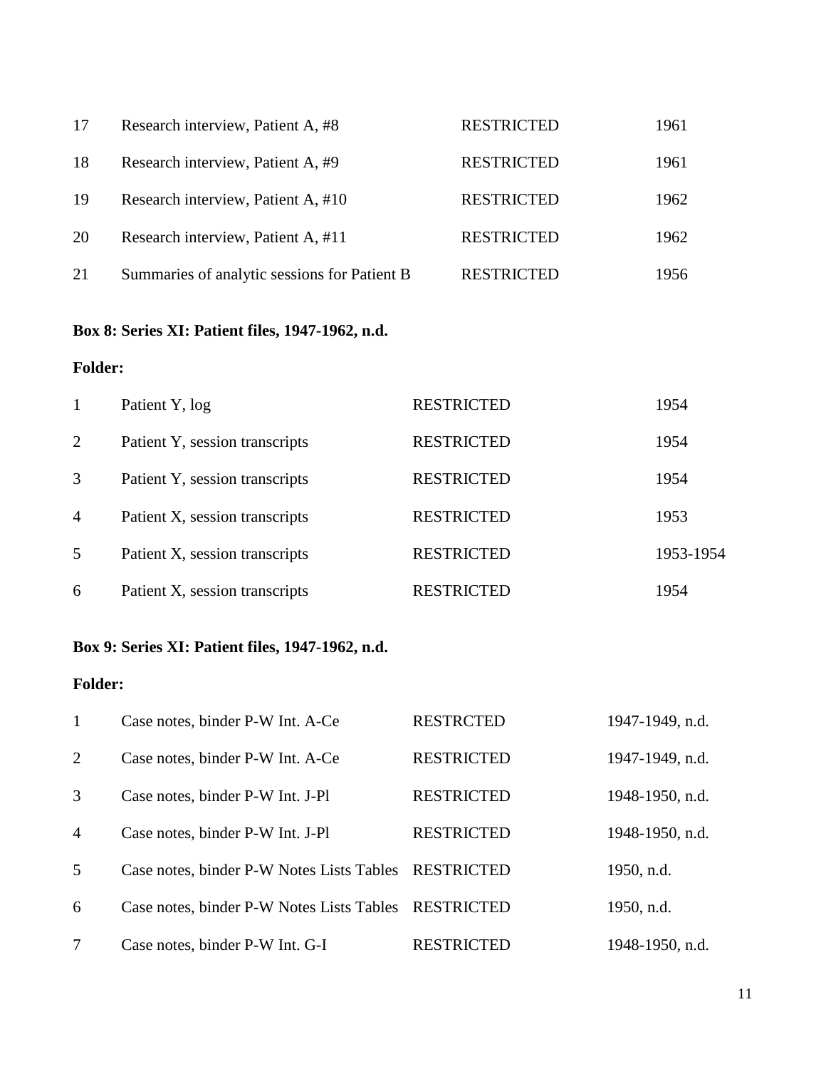| | | | |
|---|---|---|---|
| 17 | Research interview, Patient A, #8 | RESTRICTED | 1961 |
| 18 | Research interview, Patient A, #9 | RESTRICTED | 1961 |
| 19 | Research interview, Patient A, #10 | RESTRICTED | 1962 |
| 20 | Research interview, Patient A, #11 | RESTRICTED | 1962 |
| 21 | Summaries of analytic sessions for Patient B | RESTRICTED | 1956 |

**Box 8: Series XI: Patient files, 1947-1962, n.d.**

**Folder:**

| | | | |
|---|---|---|---|
| 1 | Patient Y, log | RESTRICTED | 1954 |
| 2 | Patient Y, session transcripts | RESTRICTED | 1954 |
| 3 | Patient Y, session transcripts | RESTRICTED | 1954 |
| 4 | Patient X, session transcripts | RESTRICTED | 1953 |
| 5 | Patient X, session transcripts | RESTRICTED | 1953-1954 |
| 6 | Patient X, session transcripts | RESTRICTED | 1954 |

**Box 9: Series XI: Patient files, 1947-1962, n.d.**

**Folder:**

| | | | |
|---|---|---|---|
| 1 | Case notes, binder P-W Int. A-Ce | RESTRCTED | 1947-1949, n.d. |
| 2 | Case notes, binder P-W Int. A-Ce | RESTRICTED | 1947-1949, n.d. |
| 3 | Case notes, binder P-W Int. J-Pl | RESTRICTED | 1948-1950, n.d. |
| 4 | Case notes, binder P-W Int. J-Pl | RESTRICTED | 1948-1950, n.d. |
| 5 | Case notes, binder P-W Notes Lists Tables | RESTRICTED | 1950, n.d. |
| 6 | Case notes, binder P-W Notes Lists Tables | RESTRICTED | 1950, n.d. |
| 7 | Case notes, binder P-W Int. G-I | RESTRICTED | 1948-1950, n.d. |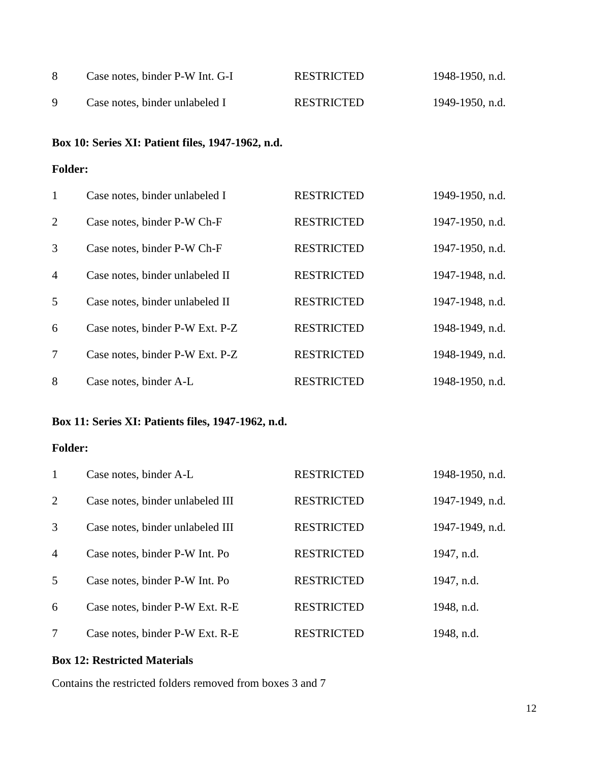| | | | |
|---|---|---|---|
| 8 | Case notes, binder P-W Int. G-I | RESTRICTED | 1948-1950, n.d. |
| 9 | Case notes, binder unlabeled I | RESTRICTED | 1949-1950, n.d. |

**Box 10: Series XI: Patient files, 1947-1962, n.d.**

**Folder:**

| | | | |
|---|---|---|---|
| 1 | Case notes, binder unlabeled I | RESTRICTED | 1949-1950, n.d. |
| 2 | Case notes, binder P-W Ch-F | RESTRICTED | 1947-1950, n.d. |
| 3 | Case notes, binder P-W Ch-F | RESTRICTED | 1947-1950, n.d. |
| 4 | Case notes, binder unlabeled II | RESTRICTED | 1947-1948, n.d. |
| 5 | Case notes, binder unlabeled II | RESTRICTED | 1947-1948, n.d. |
| 6 | Case notes, binder P-W Ext. P-Z | RESTRICTED | 1948-1949, n.d. |
| 7 | Case notes, binder P-W Ext. P-Z | RESTRICTED | 1948-1949, n.d. |
| 8 | Case notes, binder A-L | RESTRICTED | 1948-1950, n.d. |

**Box 11: Series XI: Patients files, 1947-1962, n.d.**

**Folder:**

| | | | |
|---|---|---|---|
| 1 | Case notes, binder A-L | RESTRICTED | 1948-1950, n.d. |
| 2 | Case notes, binder unlabeled III | RESTRICTED | 1947-1949, n.d. |
| 3 | Case notes, binder unlabeled III | RESTRICTED | 1947-1949, n.d. |
| 4 | Case notes, binder P-W Int. Po | RESTRICTED | 1947, n.d. |
| 5 | Case notes, binder P-W Int. Po | RESTRICTED | 1947, n.d. |
| 6 | Case notes, binder P-W Ext. R-E | RESTRICTED | 1948, n.d. |
| 7 | Case notes, binder P-W Ext. R-E | RESTRICTED | 1948, n.d. |

**Box 12: Restricted Materials**

Contains the restricted folders removed from boxes 3 and 7